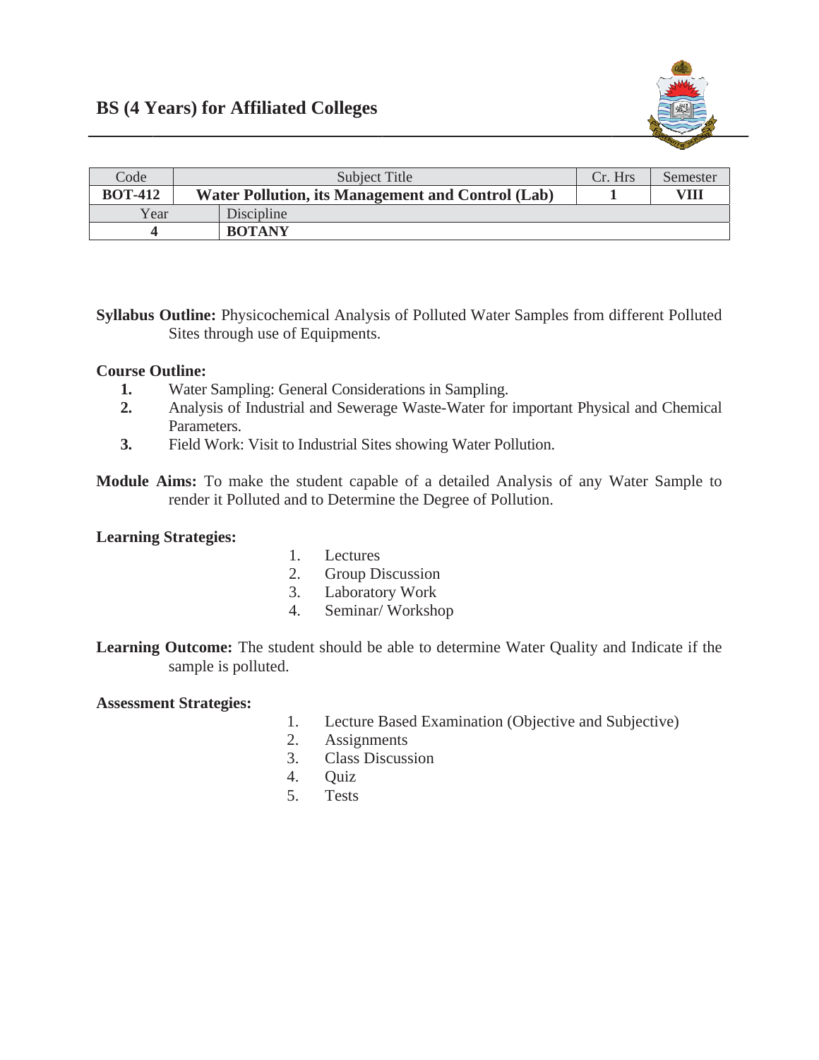## BS (4 Years) for Affiliated Colleges

| Code | Subject Title | | Cr. Hrs | Semester |
|---|---|---|---|---|
| **BOT-412** | **Water Pollution, its Management and Control (Lab)** | | **1** | **VIII** |
| Year | Discipline | | | |
| **4** | **BOTANY** | | | |

**Syllabus Outline:** Physicochemical Analysis of Polluted Water Samples from different Polluted Sites through use of Equipments.

**Course Outline:**

1. Water Sampling: General Considerations in Sampling.
2. Analysis of Industrial and Sewerage Waste-Water for important Physical and Chemical Parameters.
3. Field Work: Visit to Industrial Sites showing Water Pollution.

**Module Aims:** To make the student capable of a detailed Analysis of any Water Sample to render it Polluted and to Determine the Degree of Pollution.

**Learning Strategies:**

1. Lectures
2. Group Discussion
3. Laboratory Work
4. Seminar/ Workshop

**Learning Outcome:** The student should be able to determine Water Quality and Indicate if the sample is polluted.

**Assessment Strategies:**

1. Lecture Based Examination (Objective and Subjective)
2. Assignments
3. Class Discussion
4. Quiz
5. Tests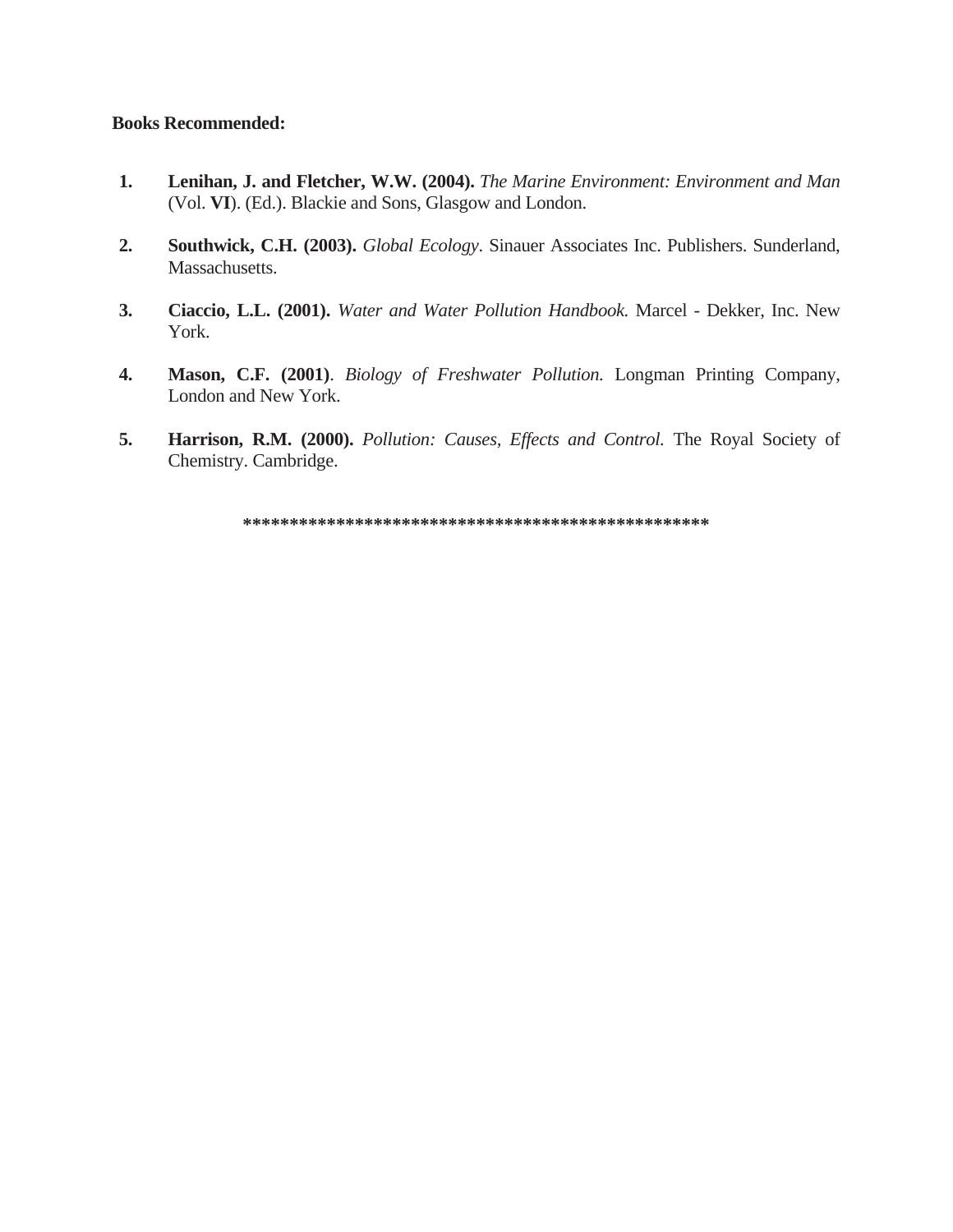**Books Recommended:**

1. **Lenihan, J. and Fletcher, W.W. (2004).** *The Marine Environment: Environment and Man* (Vol. **VI**). (Ed.). Blackie and Sons, Glasgow and London.

2. **Southwick, C.H. (2003).** *Global Ecology*. Sinauer Associates Inc. Publishers. Sunderland, Massachusetts.

3. **Ciaccio, L.L. (2001).** *Water and Water Pollution Handbook.* Marcel - Dekker, Inc. New York.

4. **Mason, C.F. (2001)**. *Biology of Freshwater Pollution.* Longman Printing Company, London and New York.

5. **Harrison, R.M. (2000).** *Pollution: Causes, Effects and Control.* The Royal Society of Chemistry. Cambridge.

**************************************************